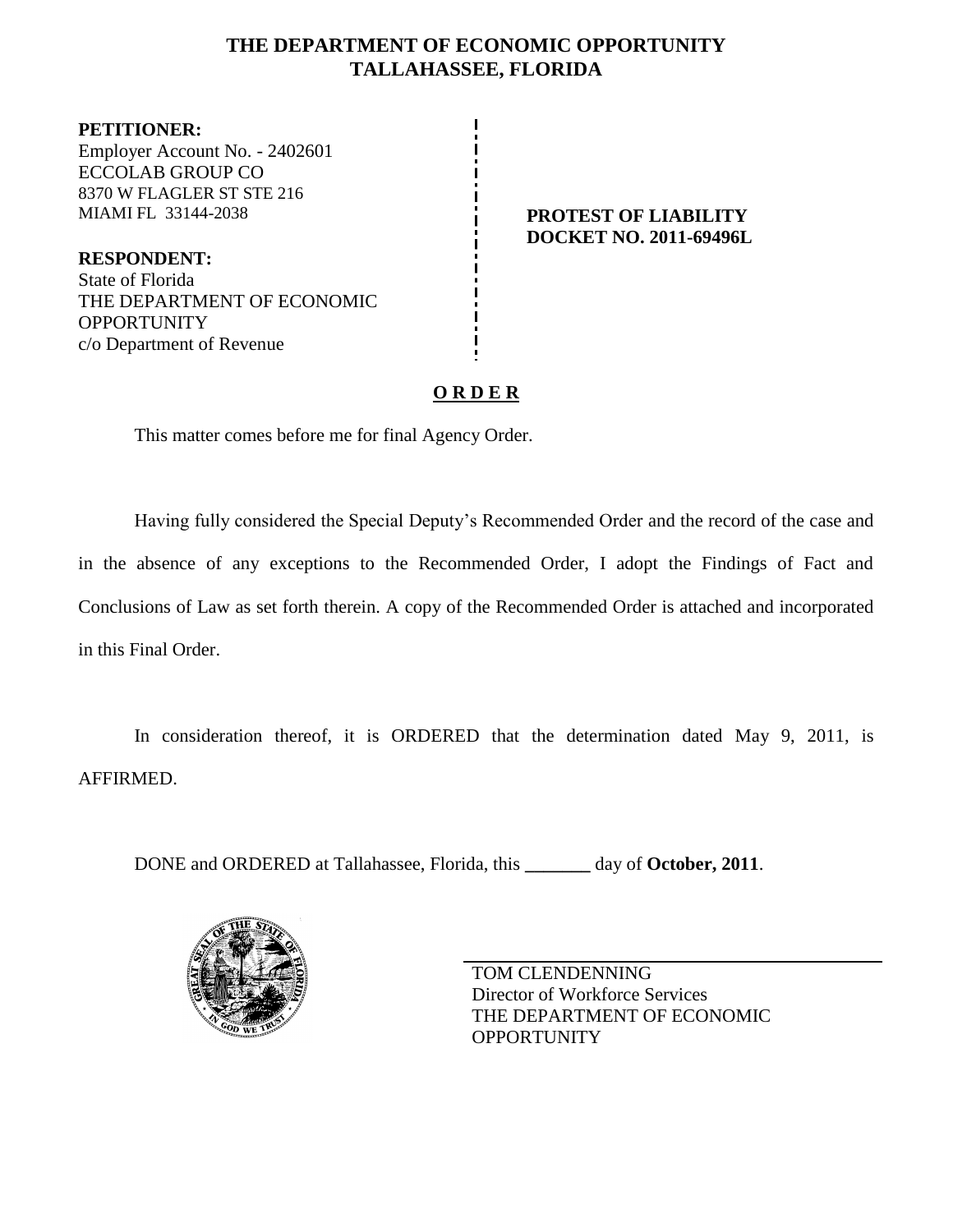# THE DEPARTMENT OF ECONOMIC OPPORTUNITY
## TALLAHASSEE, FLORIDA

**PETITIONER:**
Employer Account No. - 2402601
ECCOLAB GROUP CO
8370 W FLAGLER ST STE 216
MIAMI FL 33144-2038

**RESPONDENT:**
State of Florida
THE DEPARTMENT OF ECONOMIC OPPORTUNITY
c/o Department of Revenue

**PROTEST OF LIABILITY**
**DOCKET NO. 2011-69496L**

**O R D E R**

This matter comes before me for final Agency Order.

Having fully considered the Special Deputy's Recommended Order and the record of the case and in the absence of any exceptions to the Recommended Order, I adopt the Findings of Fact and Conclusions of Law as set forth therein. A copy of the Recommended Order is attached and incorporated in this Final Order.

In consideration thereof, it is ORDERED that the determination dated May 9, 2011, is AFFIRMED.

DONE and ORDERED at Tallahassee, Florida, this _______ day of **October, 2011**.

TOM CLENDENNING
Director of Workforce Services
THE DEPARTMENT OF ECONOMIC OPPORTUNITY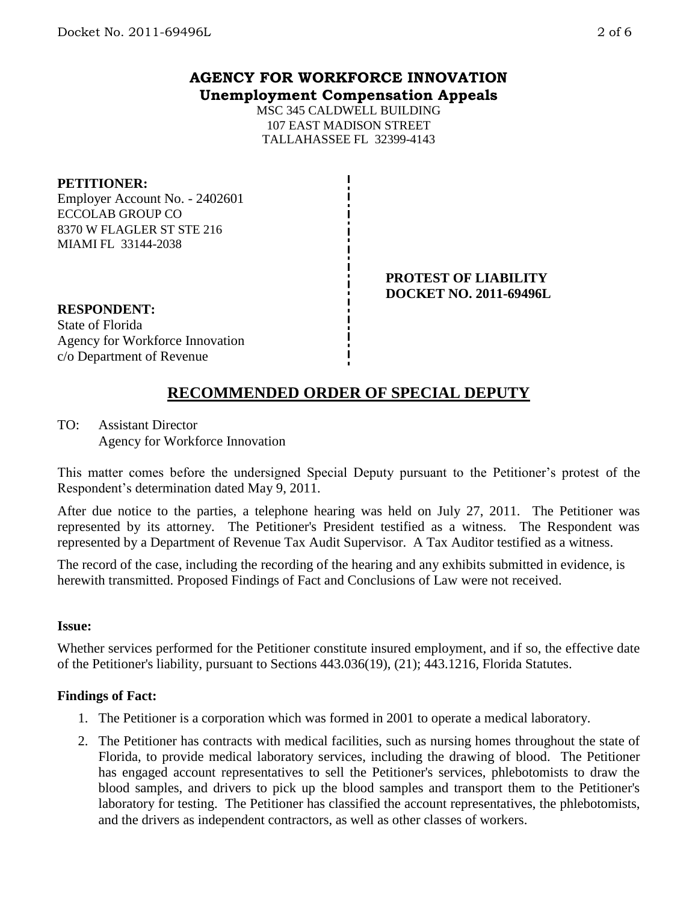## AGENCY FOR WORKFORCE INNOVATION
### Unemployment Compensation Appeals

MSC 345 CALDWELL BUILDING
107 EAST MADISON STREET
TALLAHASSEE FL 32399-4143

**PETITIONER:**
Employer Account No. - 2402601
ECCOLAB GROUP CO
8370 W FLAGLER ST STE 216
MIAMI FL 33144-2038

**PROTEST OF LIABILITY**
**DOCKET NO. 2011-69496L**

**RESPONDENT:**
State of Florida
Agency for Workforce Innovation
c/o Department of Revenue

## RECOMMENDED ORDER OF SPECIAL DEPUTY

TO: Assistant Director
Agency for Workforce Innovation

This matter comes before the undersigned Special Deputy pursuant to the Petitioner's protest of the Respondent's determination dated May 9, 2011.

After due notice to the parties, a telephone hearing was held on July 27, 2011. The Petitioner was represented by its attorney. The Petitioner's President testified as a witness. The Respondent was represented by a Department of Revenue Tax Audit Supervisor. A Tax Auditor testified as a witness.

The record of the case, including the recording of the hearing and any exhibits submitted in evidence, is herewith transmitted. Proposed Findings of Fact and Conclusions of Law were not received.

**Issue:**

Whether services performed for the Petitioner constitute insured employment, and if so, the effective date of the Petitioner's liability, pursuant to Sections 443.036(19), (21); 443.1216, Florida Statutes.

**Findings of Fact:**

1. The Petitioner is a corporation which was formed in 2001 to operate a medical laboratory.
2. The Petitioner has contracts with medical facilities, such as nursing homes throughout the state of Florida, to provide medical laboratory services, including the drawing of blood. The Petitioner has engaged account representatives to sell the Petitioner's services, phlebotomists to draw the blood samples, and drivers to pick up the blood samples and transport them to the Petitioner's laboratory for testing. The Petitioner has classified the account representatives, the phlebotomists, and the drivers as independent contractors, as well as other classes of workers.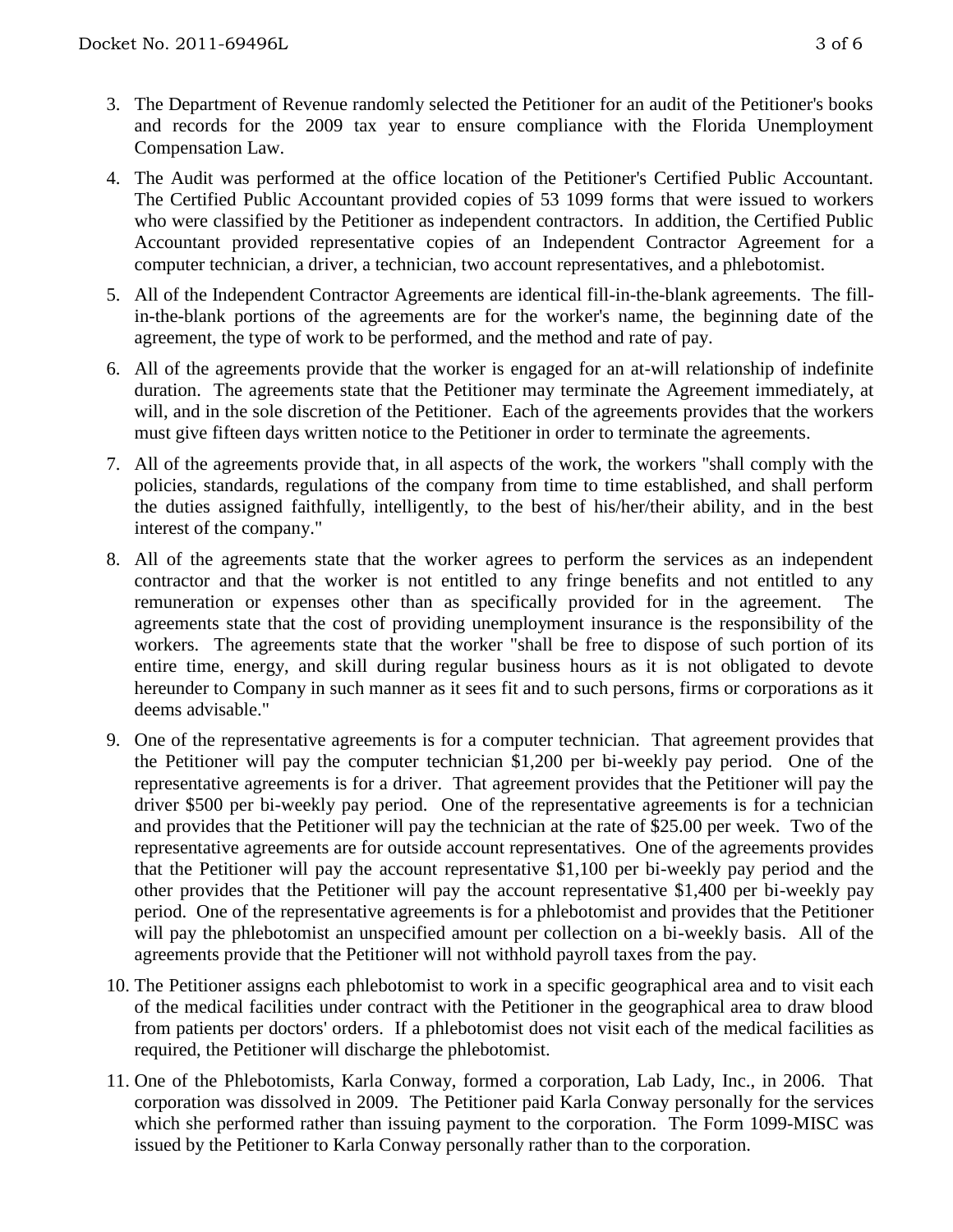3. The Department of Revenue randomly selected the Petitioner for an audit of the Petitioner's books and records for the 2009 tax year to ensure compliance with the Florida Unemployment Compensation Law.

4. The Audit was performed at the office location of the Petitioner's Certified Public Accountant. The Certified Public Accountant provided copies of 53 1099 forms that were issued to workers who were classified by the Petitioner as independent contractors. In addition, the Certified Public Accountant provided representative copies of an Independent Contractor Agreement for a computer technician, a driver, a technician, two account representatives, and a phlebotomist.

5. All of the Independent Contractor Agreements are identical fill-in-the-blank agreements. The fill-in-the-blank portions of the agreements are for the worker's name, the beginning date of the agreement, the type of work to be performed, and the method and rate of pay.

6. All of the agreements provide that the worker is engaged for an at-will relationship of indefinite duration. The agreements state that the Petitioner may terminate the Agreement immediately, at will, and in the sole discretion of the Petitioner. Each of the agreements provides that the workers must give fifteen days written notice to the Petitioner in order to terminate the agreements.

7. All of the agreements provide that, in all aspects of the work, the workers "shall comply with the policies, standards, regulations of the company from time to time established, and shall perform the duties assigned faithfully, intelligently, to the best of his/her/their ability, and in the best interest of the company."

8. All of the agreements state that the worker agrees to perform the services as an independent contractor and that the worker is not entitled to any fringe benefits and not entitled to any remuneration or expenses other than as specifically provided for in the agreement. The agreements state that the cost of providing unemployment insurance is the responsibility of the workers. The agreements state that the worker "shall be free to dispose of such portion of its entire time, energy, and skill during regular business hours as it is not obligated to devote hereunder to Company in such manner as it sees fit and to such persons, firms or corporations as it deems advisable."

9. One of the representative agreements is for a computer technician. That agreement provides that the Petitioner will pay the computer technician $1,200 per bi-weekly pay period. One of the representative agreements is for a driver. That agreement provides that the Petitioner will pay the driver $500 per bi-weekly pay period. One of the representative agreements is for a technician and provides that the Petitioner will pay the technician at the rate of $25.00 per week. Two of the representative agreements are for outside account representatives. One of the agreements provides that the Petitioner will pay the account representative $1,100 per bi-weekly pay period and the other provides that the Petitioner will pay the account representative $1,400 per bi-weekly pay period. One of the representative agreements is for a phlebotomist and provides that the Petitioner will pay the phlebotomist an unspecified amount per collection on a bi-weekly basis. All of the agreements provide that the Petitioner will not withhold payroll taxes from the pay.

10. The Petitioner assigns each phlebotomist to work in a specific geographical area and to visit each of the medical facilities under contract with the Petitioner in the geographical area to draw blood from patients per doctors' orders. If a phlebotomist does not visit each of the medical facilities as required, the Petitioner will discharge the phlebotomist.

11. One of the Phlebotomists, Karla Conway, formed a corporation, Lab Lady, Inc., in 2006. That corporation was dissolved in 2009. The Petitioner paid Karla Conway personally for the services which she performed rather than issuing payment to the corporation. The Form 1099-MISC was issued by the Petitioner to Karla Conway personally rather than to the corporation.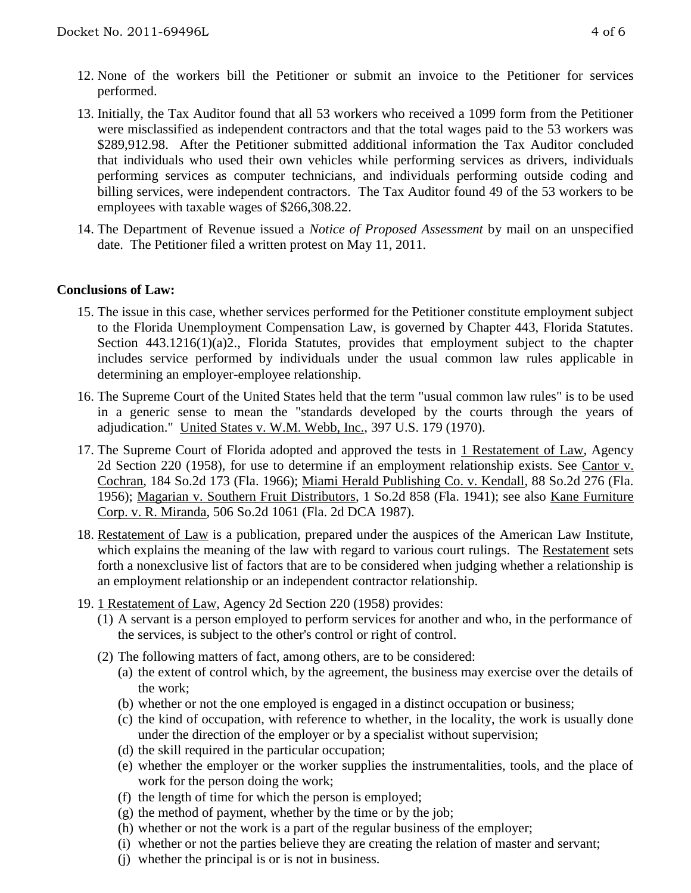12. None of the workers bill the Petitioner or submit an invoice to the Petitioner for services performed.

13. Initially, the Tax Auditor found that all 53 workers who received a 1099 form from the Petitioner were misclassified as independent contractors and that the total wages paid to the 53 workers was $289,912.98. After the Petitioner submitted additional information the Tax Auditor concluded that individuals who used their own vehicles while performing services as drivers, individuals performing services as computer technicians, and individuals performing outside coding and billing services, were independent contractors. The Tax Auditor found 49 of the 53 workers to be employees with taxable wages of $266,308.22.

14. The Department of Revenue issued a *Notice of Proposed Assessment* by mail on an unspecified date. The Petitioner filed a written protest on May 11, 2011.

**Conclusions of Law:**

15. The issue in this case, whether services performed for the Petitioner constitute employment subject to the Florida Unemployment Compensation Law, is governed by Chapter 443, Florida Statutes. Section 443.1216(1)(a)2., Florida Statutes, provides that employment subject to the chapter includes service performed by individuals under the usual common law rules applicable in determining an employer-employee relationship.

16. The Supreme Court of the United States held that the term "usual common law rules" is to be used in a generic sense to mean the "standards developed by the courts through the years of adjudication." United States v. W.M. Webb, Inc., 397 U.S. 179 (1970).

17. The Supreme Court of Florida adopted and approved the tests in 1 Restatement of Law, Agency 2d Section 220 (1958), for use to determine if an employment relationship exists. See Cantor v. Cochran, 184 So.2d 173 (Fla. 1966); Miami Herald Publishing Co. v. Kendall, 88 So.2d 276 (Fla. 1956); Magarian v. Southern Fruit Distributors, 1 So.2d 858 (Fla. 1941); see also Kane Furniture Corp. v. R. Miranda, 506 So.2d 1061 (Fla. 2d DCA 1987).

18. Restatement of Law is a publication, prepared under the auspices of the American Law Institute, which explains the meaning of the law with regard to various court rulings. The Restatement sets forth a nonexclusive list of factors that are to be considered when judging whether a relationship is an employment relationship or an independent contractor relationship.

19. 1 Restatement of Law, Agency 2d Section 220 (1958) provides:
    (1) A servant is a person employed to perform services for another and who, in the performance of the services, is subject to the other's control or right of control.
    (2) The following matters of fact, among others, are to be considered:
        (a) the extent of control which, by the agreement, the business may exercise over the details of the work;
        (b) whether or not the one employed is engaged in a distinct occupation or business;
        (c) the kind of occupation, with reference to whether, in the locality, the work is usually done under the direction of the employer or by a specialist without supervision;
        (d) the skill required in the particular occupation;
        (e) whether the employer or the worker supplies the instrumentalities, tools, and the place of work for the person doing the work;
        (f) the length of time for which the person is employed;
        (g) the method of payment, whether by the time or by the job;
        (h) whether or not the work is a part of the regular business of the employer;
        (i) whether or not the parties believe they are creating the relation of master and servant;
        (j) whether the principal is or is not in business.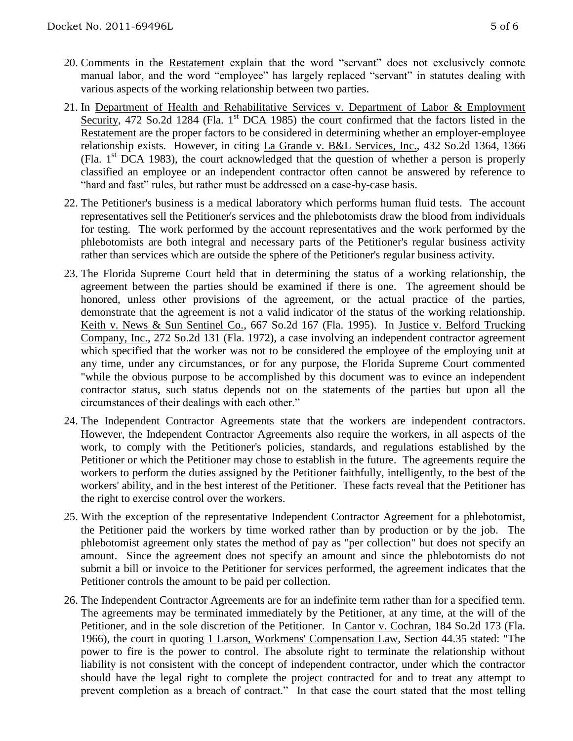20. Comments in the Restatement explain that the word "servant" does not exclusively connote manual labor, and the word "employee" has largely replaced "servant" in statutes dealing with various aspects of the working relationship between two parties.

21. In Department of Health and Rehabilitative Services v. Department of Labor & Employment Security, 472 So.2d 1284 (Fla. 1st DCA 1985) the court confirmed that the factors listed in the Restatement are the proper factors to be considered in determining whether an employer-employee relationship exists. However, in citing La Grande v. B&L Services, Inc., 432 So.2d 1364, 1366 (Fla. 1st DCA 1983), the court acknowledged that the question of whether a person is properly classified an employee or an independent contractor often cannot be answered by reference to "hard and fast" rules, but rather must be addressed on a case-by-case basis.

22. The Petitioner's business is a medical laboratory which performs human fluid tests. The account representatives sell the Petitioner's services and the phlebotomists draw the blood from individuals for testing. The work performed by the account representatives and the work performed by the phlebotomists are both integral and necessary parts of the Petitioner's regular business activity rather than services which are outside the sphere of the Petitioner's regular business activity.

23. The Florida Supreme Court held that in determining the status of a working relationship, the agreement between the parties should be examined if there is one. The agreement should be honored, unless other provisions of the agreement, or the actual practice of the parties, demonstrate that the agreement is not a valid indicator of the status of the working relationship. Keith v. News & Sun Sentinel Co., 667 So.2d 167 (Fla. 1995). In Justice v. Belford Trucking Company, Inc., 272 So.2d 131 (Fla. 1972), a case involving an independent contractor agreement which specified that the worker was not to be considered the employee of the employing unit at any time, under any circumstances, or for any purpose, the Florida Supreme Court commented "while the obvious purpose to be accomplished by this document was to evince an independent contractor status, such status depends not on the statements of the parties but upon all the circumstances of their dealings with each other."

24. The Independent Contractor Agreements state that the workers are independent contractors. However, the Independent Contractor Agreements also require the workers, in all aspects of the work, to comply with the Petitioner's policies, standards, and regulations established by the Petitioner or which the Petitioner may chose to establish in the future. The agreements require the workers to perform the duties assigned by the Petitioner faithfully, intelligently, to the best of the workers' ability, and in the best interest of the Petitioner. These facts reveal that the Petitioner has the right to exercise control over the workers.

25. With the exception of the representative Independent Contractor Agreement for a phlebotomist, the Petitioner paid the workers by time worked rather than by production or by the job. The phlebotomist agreement only states the method of pay as "per collection" but does not specify an amount. Since the agreement does not specify an amount and since the phlebotomists do not submit a bill or invoice to the Petitioner for services performed, the agreement indicates that the Petitioner controls the amount to be paid per collection.

26. The Independent Contractor Agreements are for an indefinite term rather than for a specified term. The agreements may be terminated immediately by the Petitioner, at any time, at the will of the Petitioner, and in the sole discretion of the Petitioner. In Cantor v. Cochran, 184 So.2d 173 (Fla. 1966), the court in quoting 1 Larson, Workmens' Compensation Law, Section 44.35 stated: "The power to fire is the power to control. The absolute right to terminate the relationship without liability is not consistent with the concept of independent contractor, under which the contractor should have the legal right to complete the project contracted for and to treat any attempt to prevent completion as a breach of contract." In that case the court stated that the most telling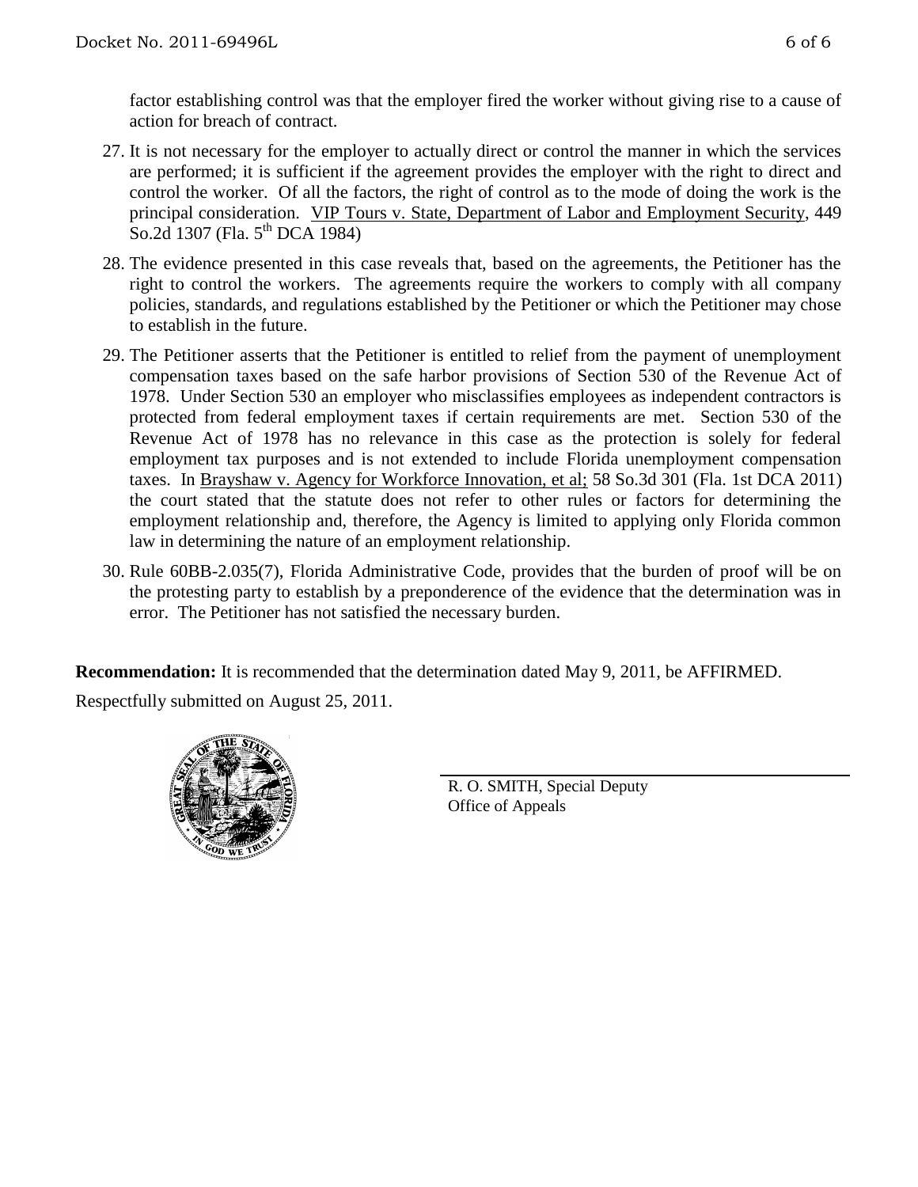factor establishing control was that the employer fired the worker without giving rise to a cause of action for breach of contract.

27. It is not necessary for the employer to actually direct or control the manner in which the services are performed; it is sufficient if the agreement provides the employer with the right to direct and control the worker. Of all the factors, the right of control as to the mode of doing the work is the principal consideration. VIP Tours v. State, Department of Labor and Employment Security, 449 So.2d 1307 (Fla. 5th DCA 1984)

28. The evidence presented in this case reveals that, based on the agreements, the Petitioner has the right to control the workers. The agreements require the workers to comply with all company policies, standards, and regulations established by the Petitioner or which the Petitioner may chose to establish in the future.

29. The Petitioner asserts that the Petitioner is entitled to relief from the payment of unemployment compensation taxes based on the safe harbor provisions of Section 530 of the Revenue Act of 1978. Under Section 530 an employer who misclassifies employees as independent contractors is protected from federal employment taxes if certain requirements are met. Section 530 of the Revenue Act of 1978 has no relevance in this case as the protection is solely for federal employment tax purposes and is not extended to include Florida unemployment compensation taxes. In Brayshaw v. Agency for Workforce Innovation, et al; 58 So.3d 301 (Fla. 1st DCA 2011) the court stated that the statute does not refer to other rules or factors for determining the employment relationship and, therefore, the Agency is limited to applying only Florida common law in determining the nature of an employment relationship.

30. Rule 60BB-2.035(7), Florida Administrative Code, provides that the burden of proof will be on the protesting party to establish by a preponderence of the evidence that the determination was in error. The Petitioner has not satisfied the necessary burden.

**Recommendation:** It is recommended that the determination dated May 9, 2011, be AFFIRMED.

Respectfully submitted on August 25, 2011.

R. O. SMITH, Special Deputy
Office of Appeals